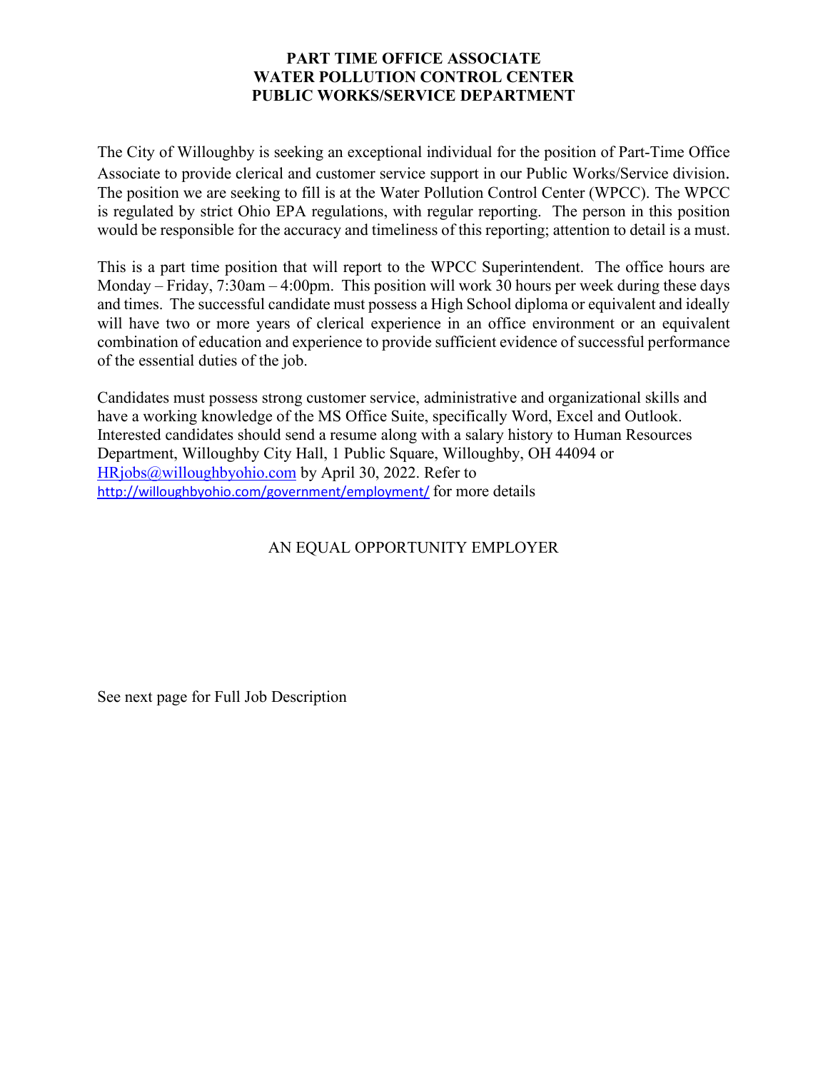# PART TIME OFFICE ASSOCIATE
# WATER POLLUTION CONTROL CENTER
# PUBLIC WORKS/SERVICE DEPARTMENT

The City of Willoughby is seeking an exceptional individual for the position of Part-Time Office Associate to provide clerical and customer service support in our Public Works/Service division. The position we are seeking to fill is at the Water Pollution Control Center (WPCC). The WPCC is regulated by strict Ohio EPA regulations, with regular reporting. The person in this position would be responsible for the accuracy and timeliness of this reporting; attention to detail is a must.

This is a part time position that will report to the WPCC Superintendent. The office hours are Monday – Friday, 7:30am – 4:00pm. This position will work 30 hours per week during these days and times. The successful candidate must possess a High School diploma or equivalent and ideally will have two or more years of clerical experience in an office environment or an equivalent combination of education and experience to provide sufficient evidence of successful performance of the essential duties of the job.

Candidates must possess strong customer service, administrative and organizational skills and have a working knowledge of the MS Office Suite, specifically Word, Excel and Outlook. Interested candidates should send a resume along with a salary history to Human Resources Department, Willoughby City Hall, 1 Public Square, Willoughby, OH 44094 or HRjobs@willoughbyohio.com by April 30, 2022. Refer to http://willoughbyohio.com/government/employment/ for more details

AN EQUAL OPPORTUNITY EMPLOYER

See next page for Full Job Description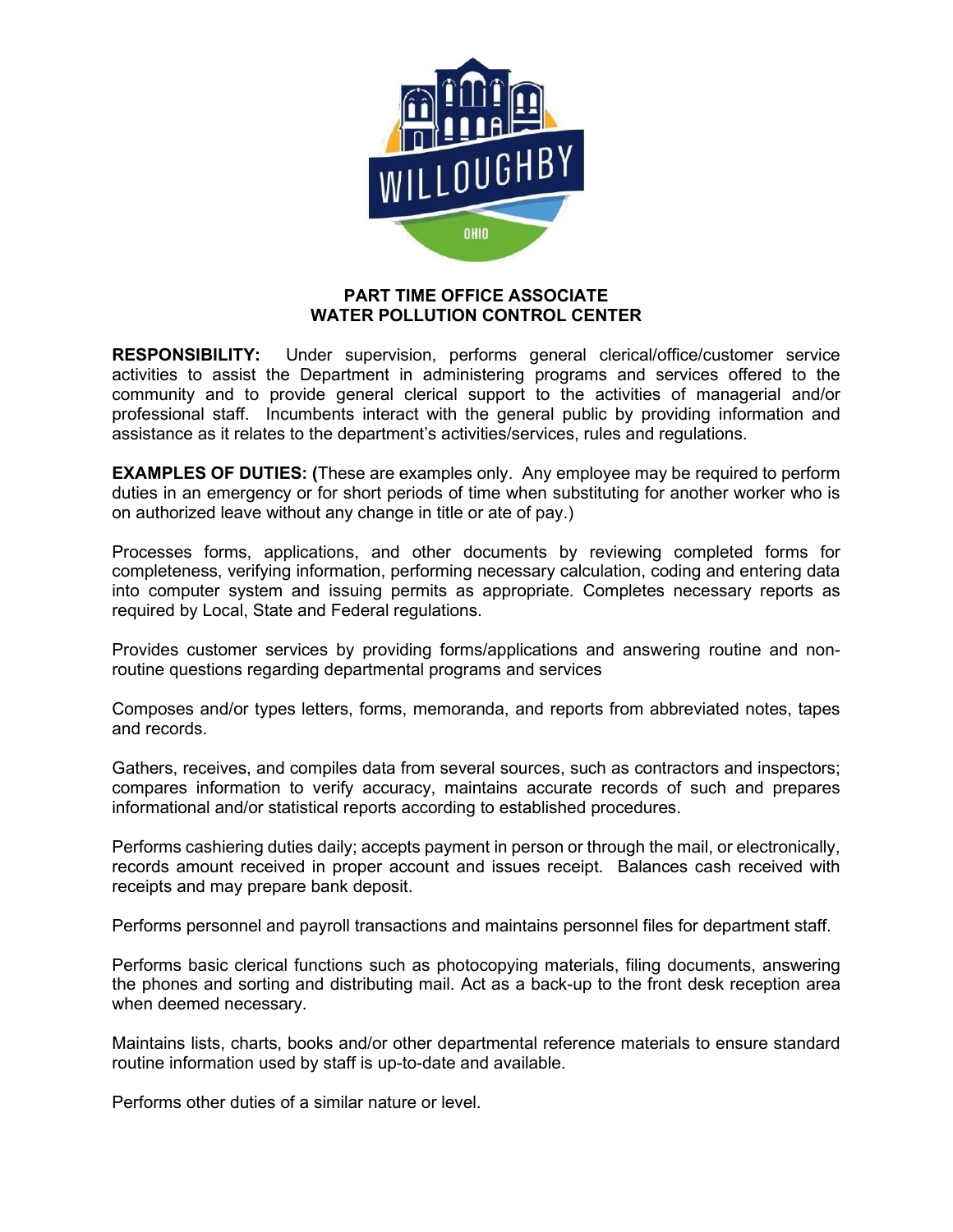# PART TIME OFFICE ASSOCIATE
## WATER POLLUTION CONTROL CENTER

**RESPONSIBILITY:** Under supervision, performs general clerical/office/customer service activities to assist the Department in administering programs and services offered to the community and to provide general clerical support to the activities of managerial and/or professional staff. Incumbents interact with the general public by providing information and assistance as it relates to the department's activities/services, rules and regulations.

**EXAMPLES OF DUTIES: (**These are examples only. Any employee may be required to perform duties in an emergency or for short periods of time when substituting for another worker who is on authorized leave without any change in title or ate of pay.)

Processes forms, applications, and other documents by reviewing completed forms for completeness, verifying information, performing necessary calculation, coding and entering data into computer system and issuing permits as appropriate. Completes necessary reports as required by Local, State and Federal regulations.

Provides customer services by providing forms/applications and answering routine and non-routine questions regarding departmental programs and services

Composes and/or types letters, forms, memoranda, and reports from abbreviated notes, tapes and records.

Gathers, receives, and compiles data from several sources, such as contractors and inspectors; compares information to verify accuracy, maintains accurate records of such and prepares informational and/or statistical reports according to established procedures.

Performs cashiering duties daily; accepts payment in person or through the mail, or electronically, records amount received in proper account and issues receipt. Balances cash received with receipts and may prepare bank deposit.

Performs personnel and payroll transactions and maintains personnel files for department staff.

Performs basic clerical functions such as photocopying materials, filing documents, answering the phones and sorting and distributing mail. Act as a back-up to the front desk reception area when deemed necessary.

Maintains lists, charts, books and/or other departmental reference materials to ensure standard routine information used by staff is up-to-date and available.

Performs other duties of a similar nature or level.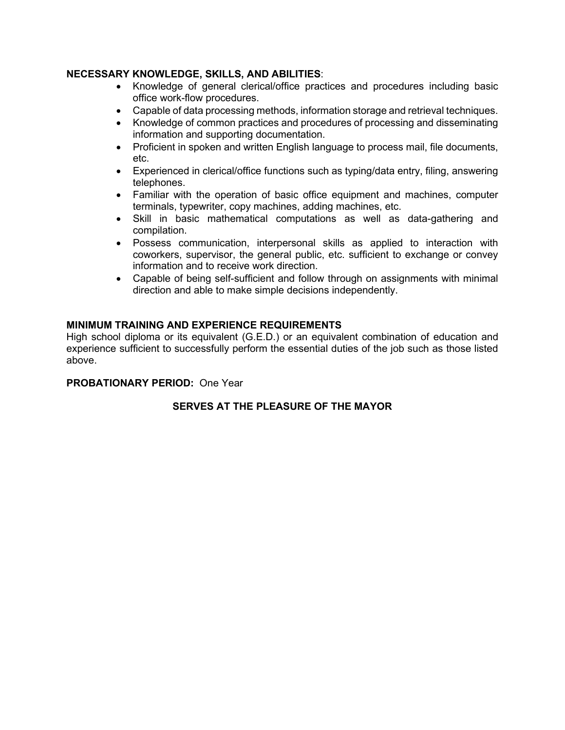**NECESSARY KNOWLEDGE, SKILLS, AND ABILITIES**:

- Knowledge of general clerical/office practices and procedures including basic office work-flow procedures.
- Capable of data processing methods, information storage and retrieval techniques.
- Knowledge of common practices and procedures of processing and disseminating information and supporting documentation.
- Proficient in spoken and written English language to process mail, file documents, etc.
- Experienced in clerical/office functions such as typing/data entry, filing, answering telephones.
- Familiar with the operation of basic office equipment and machines, computer terminals, typewriter, copy machines, adding machines, etc.
- Skill in basic mathematical computations as well as data-gathering and compilation.
- Possess communication, interpersonal skills as applied to interaction with coworkers, supervisor, the general public, etc. sufficient to exchange or convey information and to receive work direction.
- Capable of being self-sufficient and follow through on assignments with minimal direction and able to make simple decisions independently.

**MINIMUM TRAINING AND EXPERIENCE REQUIREMENTS**

High school diploma or its equivalent (G.E.D.) or an equivalent combination of education and experience sufficient to successfully perform the essential duties of the job such as those listed above.

**PROBATIONARY PERIOD:** One Year

**SERVES AT THE PLEASURE OF THE MAYOR**